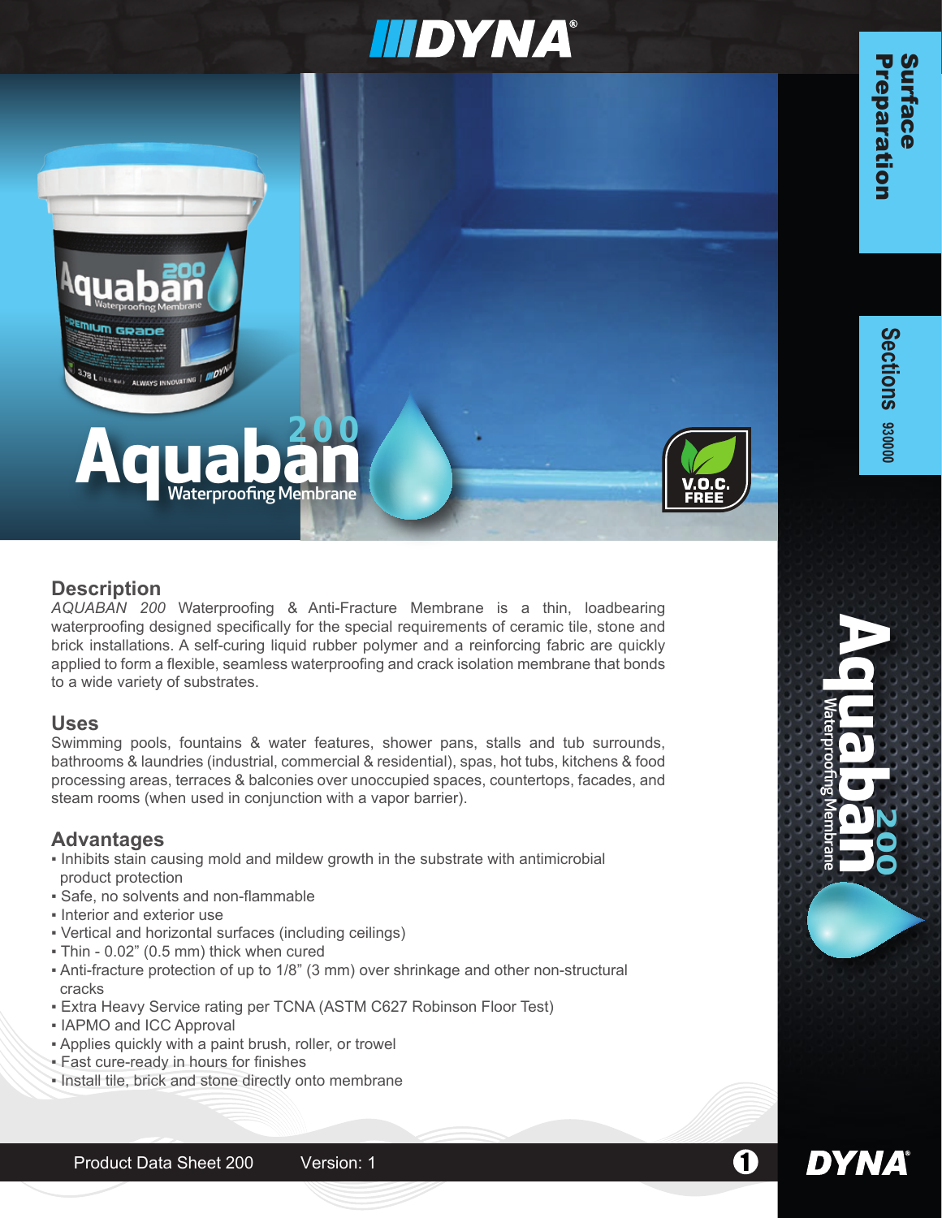# Aquaban 200 Waterproofing Membrane

## Description

*AQUABAN 200* Waterproofing & Anti-Fracture Membrane is a thin, loadbearing waterproofing designed specifically for the special requirements of ceramic tile, stone and brick installations. A self-curing liquid rubber polymer and a reinforcing fabric are quickly applied to form a flexible, seamless waterproofing and crack isolation membrane that bonds to a wide variety of substrates.

## Uses

Swimming pools, fountains & water features, shower pans, stalls and tub surrounds, bathrooms & laundries (industrial, commercial & residential), spas, hot tubs, kitchens & food processing areas, terraces & balconies over unoccupied spaces, countertops, facades, and steam rooms (when used in conjunction with a vapor barrier).

## Advantages

- Inhibits stain causing mold and mildew growth in the substrate with antimicrobial product protection
- Safe, no solvents and non-flammable
- Interior and exterior use
- Vertical and horizontal surfaces (including ceilings)
- Thin - 0.02" (0.5 mm) thick when cured
- Anti-fracture protection of up to 1/8" (3 mm) over shrinkage and other non-structural cracks
- Extra Heavy Service rating per TCNA (ASTM C627 Robinson Floor Test)
- IAPMO and ICC Approval
- Applies quickly with a paint brush, roller, or trowel
- Fast cure-ready in hours for finishes
- Install tile, brick and stone directly onto membrane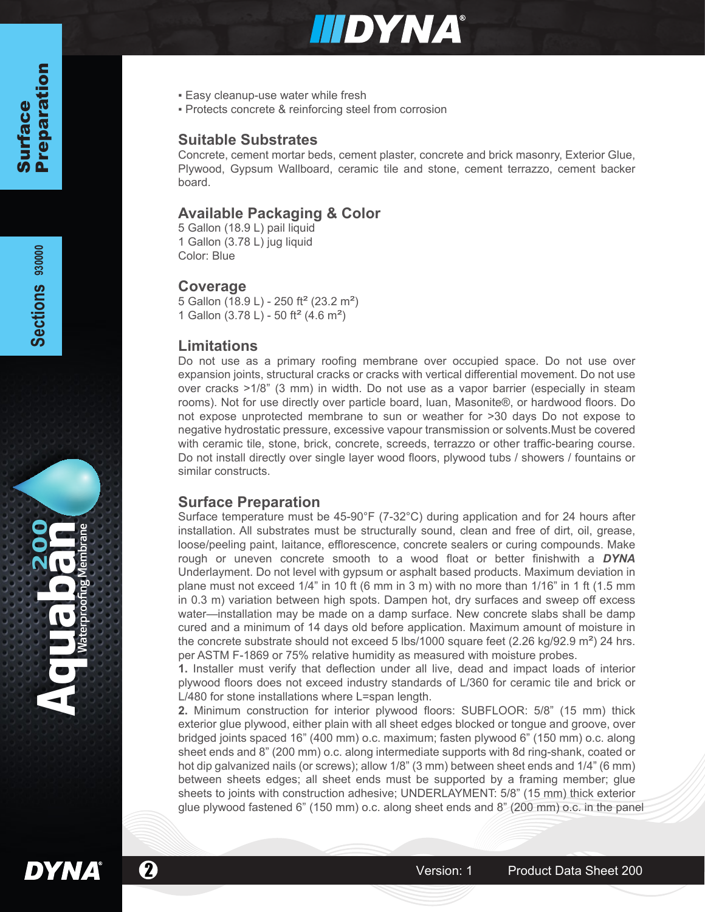- Easy cleanup-use water while fresh
- Protects concrete & reinforcing steel from corrosion

## Suitable Substrates

Concrete, cement mortar beds, cement plaster, concrete and brick masonry, Exterior Glue, Plywood, Gypsum Wallboard, ceramic tile and stone, cement terrazzo, cement backer board.

## Available Packaging & Color

5 Gallon (18.9 L) pail liquid
1 Gallon (3.78 L) jug liquid
Color: Blue

## Coverage

5 Gallon (18.9 L) - 250 ft² (23.2 m²)
1 Gallon (3.78 L) - 50 ft² (4.6 m²)

## Limitations

Do not use as a primary roofing membrane over occupied space. Do not use over expansion joints, structural cracks or cracks with vertical differential movement. Do not use over cracks >1/8" (3 mm) in width. Do not use as a vapor barrier (especially in steam rooms). Not for use directly over particle board, luan, Masonite®, or hardwood floors. Do not expose unprotected membrane to sun or weather for >30 days Do not expose to negative hydrostatic pressure, excessive vapour transmission or solvents.Must be covered with ceramic tile, stone, brick, concrete, screeds, terrazzo or other traffic-bearing course. Do not install directly over single layer wood floors, plywood tubs / showers / fountains or similar constructs.

## Surface Preparation

Surface temperature must be 45-90°F (7-32°C) during application and for 24 hours after installation. All substrates must be structurally sound, clean and free of dirt, oil, grease, loose/peeling paint, laitance, efflorescence, concrete sealers or curing compounds. Make rough or uneven concrete smooth to a wood float or better finishwith a ***DYNA*** Underlayment. Do not level with gypsum or asphalt based products. Maximum deviation in plane must not exceed 1/4" in 10 ft (6 mm in 3 m) with no more than 1/16" in 1 ft (1.5 mm in 0.3 m) variation between high spots. Dampen hot, dry surfaces and sweep off excess water—installation may be made on a damp surface. New concrete slabs shall be damp cured and a minimum of 14 days old before application. Maximum amount of moisture in the concrete substrate should not exceed 5 lbs/1000 square feet (2.26 kg/92.9 m²) 24 hrs. per ASTM F-1869 or 75% relative humidity as measured with moisture probes.

**1.** Installer must verify that deflection under all live, dead and impact loads of interior plywood floors does not exceed industry standards of L/360 for ceramic tile and brick or L/480 for stone installations where L=span length.

**2.** Minimum construction for interior plywood floors: SUBFLOOR: 5/8" (15 mm) thick exterior glue plywood, either plain with all sheet edges blocked or tongue and groove, over bridged joints spaced 16" (400 mm) o.c. maximum; fasten plywood 6" (150 mm) o.c. along sheet ends and 8" (200 mm) o.c. along intermediate supports with 8d ring-shank, coated or hot dip galvanized nails (or screws); allow 1/8" (3 mm) between sheet ends and 1/4" (6 mm) between sheets edges; all sheet ends must be supported by a framing member; glue sheets to joints with construction adhesive; UNDERLAYMENT: 5/8" (15 mm) thick exterior glue plywood fastened 6" (150 mm) o.c. along sheet ends and 8" (200 mm) o.c. in the panel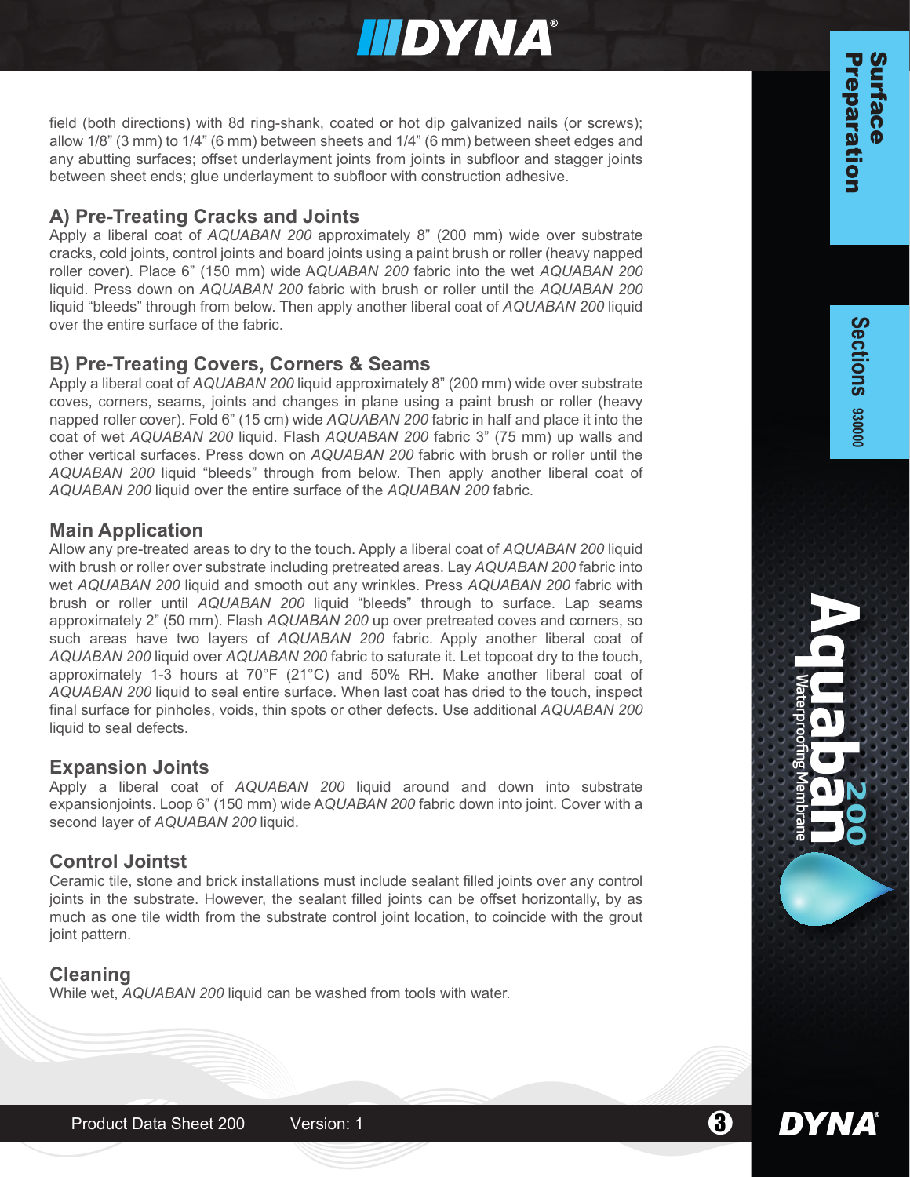field (both directions) with 8d ring-shank, coated or hot dip galvanized nails (or screws); allow 1/8" (3 mm) to 1/4" (6 mm) between sheets and 1/4" (6 mm) between sheet edges and any abutting surfaces; offset underlayment joints from joints in subfloor and stagger joints between sheet ends; glue underlayment to subfloor with construction adhesive.

### A) Pre-Treating Cracks and Joints

Apply a liberal coat of *AQUABAN 200* approximately 8" (200 mm) wide over substrate cracks, cold joints, control joints and board joints using a paint brush or roller (heavy napped roller cover). Place 6" (150 mm) wide A*QUABAN 200* fabric into the wet *AQUABAN 200* liquid. Press down on *AQUABAN 200* fabric with brush or roller until the *AQUABAN 200* liquid "bleeds" through from below. Then apply another liberal coat of *AQUABAN 200* liquid over the entire surface of the fabric.

### B) Pre-Treating Covers, Corners & Seams

Apply a liberal coat of *AQUABAN 200* liquid approximately 8" (200 mm) wide over substrate coves, corners, seams, joints and changes in plane using a paint brush or roller (heavy napped roller cover). Fold 6" (15 cm) wide *AQUABAN 200* fabric in half and place it into the coat of wet *AQUABAN 200* liquid. Flash *AQUABAN 200* fabric 3" (75 mm) up walls and other vertical surfaces. Press down on *AQUABAN 200* fabric with brush or roller until the *AQUABAN 200* liquid "bleeds" through from below. Then apply another liberal coat of *AQUABAN 200* liquid over the entire surface of the *AQUABAN 200* fabric.

### Main Application

Allow any pre-treated areas to dry to the touch. Apply a liberal coat of *AQUABAN 200* liquid with brush or roller over substrate including pretreated areas. Lay *AQUABAN 200* fabric into wet *AQUABAN 200* liquid and smooth out any wrinkles. Press *AQUABAN 200* fabric with brush or roller until *AQUABAN 200* liquid "bleeds" through to surface. Lap seams approximately 2" (50 mm). Flash *AQUABAN 200* up over pretreated coves and corners, so such areas have two layers of *AQUABAN 200* fabric. Apply another liberal coat of *AQUABAN 200* liquid over *AQUABAN 200* fabric to saturate it. Let topcoat dry to the touch, approximately 1-3 hours at 70°F (21°C) and 50% RH. Make another liberal coat of *AQUABAN 200* liquid to seal entire surface. When last coat has dried to the touch, inspect final surface for pinholes, voids, thin spots or other defects. Use additional *AQUABAN 200* liquid to seal defects.

### Expansion Joints

Apply a liberal coat of *AQUABAN 200* liquid around and down into substrate expansionjoints. Loop 6" (150 mm) wide A*QUABAN 200* fabric down into joint. Cover with a second layer of *AQUABAN 200* liquid.

### Control Jointst

Ceramic tile, stone and brick installations must include sealant filled joints over any control joints in the substrate. However, the sealant filled joints can be offset horizontally, by as much as one tile width from the substrate control joint location, to coincide with the grout joint pattern.

### Cleaning

While wet, *AQUABAN 200* liquid can be washed from tools with water.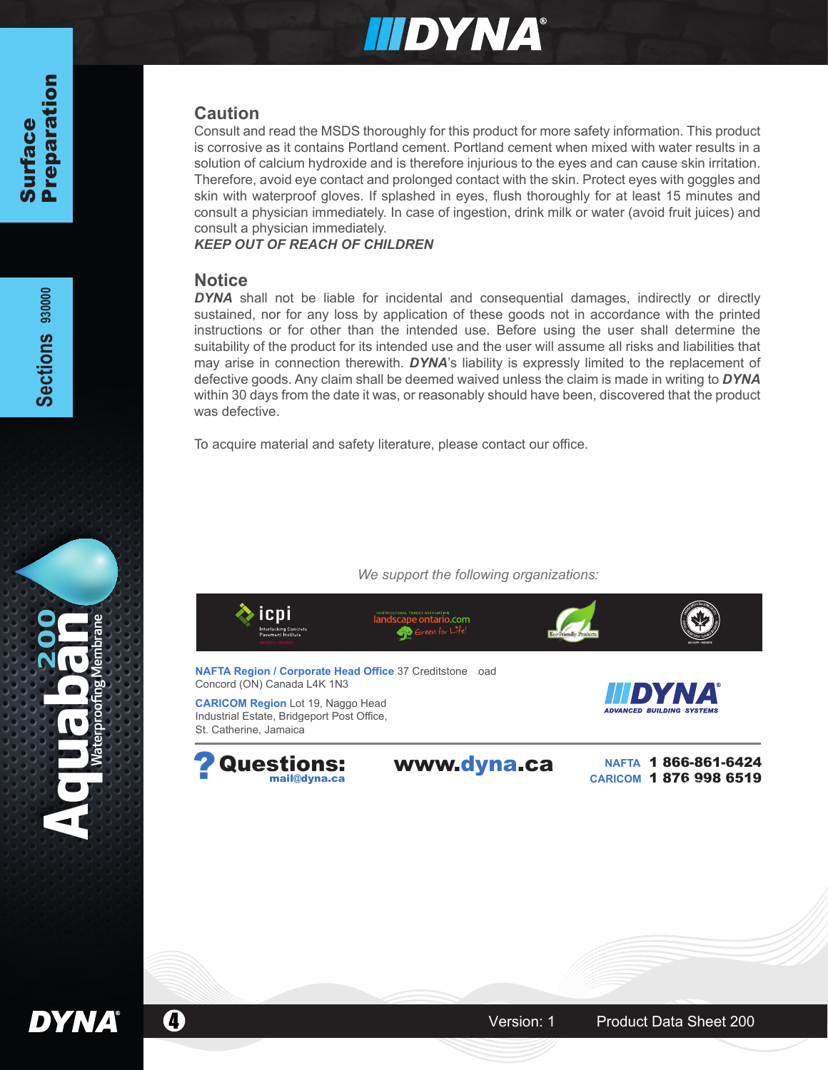## Caution

Consult and read the MSDS thoroughly for this product for more safety information. This product is corrosive as it contains Portland cement. Portland cement when mixed with water results in a solution of calcium hydroxide and is therefore injurious to the eyes and can cause skin irritation. Therefore, avoid eye contact and prolonged contact with the skin. Protect eyes with goggles and skin with waterproof gloves. If splashed in eyes, flush thoroughly for at least 15 minutes and consult a physician immediately. In case of ingestion, drink milk or water (avoid fruit juices) and consult a physician immediately.

***KEEP OUT OF REACH OF CHILDREN***

## Notice

***DYNA*** shall not be liable for incidental and consequential damages, indirectly or directly sustained, nor for any loss by application of these goods not in accordance with the printed instructions or for other than the intended use. Before using the user shall determine the suitability of the product for its intended use and the user will assume all risks and liabilities that may arise in connection therewith. ***DYNA***'s liability is expressly limited to the replacement of defective goods. Any claim shall be deemed waived unless the claim is made in writing to ***DYNA*** within 30 days from the date it was, or reasonably should have been, discovered that the product was defective.

To acquire material and safety literature, please contact our office.

*We support the following organizations:*

icpi Interlocking Concrete Pavement Institute — landscape ontario.com Green for Life! — Eco-friendly Products

**NAFTA Region / Corporate Head Office** 37 Creditstone Road
Concord (ON) Canada L4K 1N3

**CARICOM Region** Lot 19, Naggo Head
Industrial Estate, Bridgeport Post Office,
St. Catherine, Jamaica

DYNA ADVANCED BUILDING SYSTEMS

**Questions:** mail@dyna.ca

**www.dyna.ca**

NAFTA **1 866-861-6424**
CARICOM **1 876 998 6519**

Version: 1 — Product Data Sheet 200